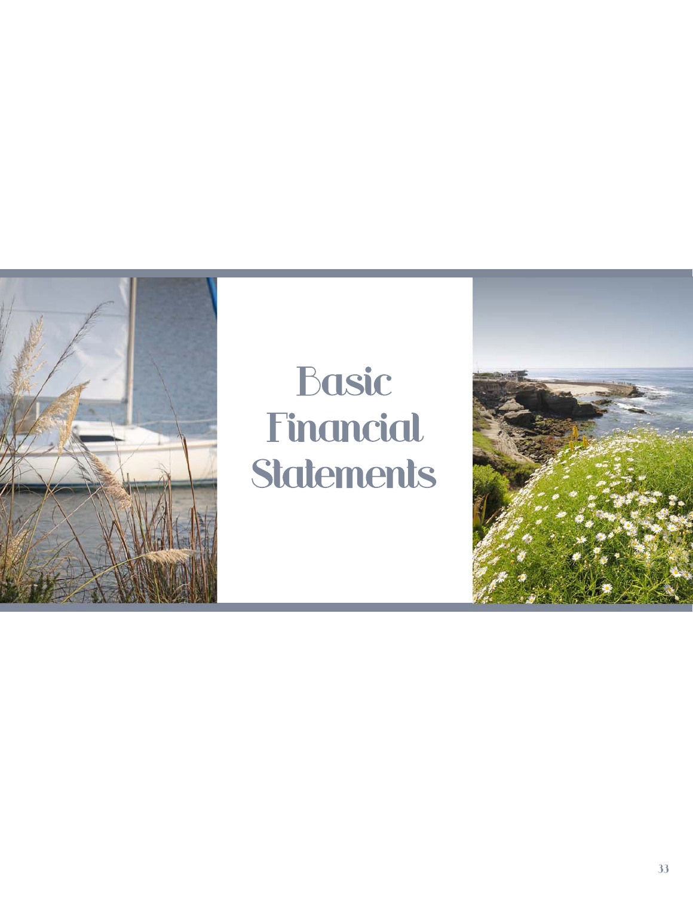# Basic Financial Statements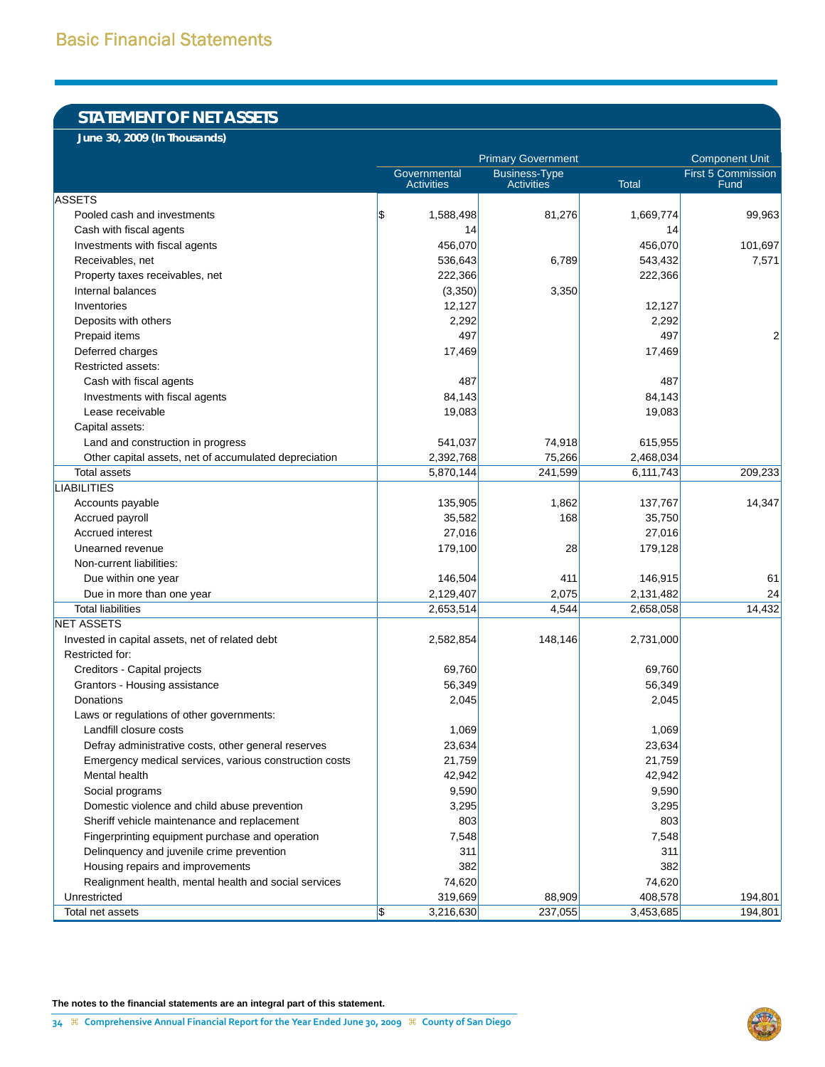## Basic Financial Statements

# STATEMENT OF NET ASSETS

**June 30, 2009 (In Thousands)**

| | Primary Government | | | Component Unit |
|---|---|---|---|---|
| | Governmental Activities | Business-Type Activities | Total | First 5 Commission Fund |
| **ASSETS** | | | | |
| Pooled cash and investments | $ 1,588,498 | 81,276 | 1,669,774 | 99,963 |
| Cash with fiscal agents | 14 | | 14 | |
| Investments with fiscal agents | 456,070 | | 456,070 | 101,697 |
| Receivables, net | 536,643 | 6,789 | 543,432 | 7,571 |
| Property taxes receivables, net | 222,366 | | 222,366 | |
| Internal balances | (3,350) | 3,350 | | |
| Inventories | 12,127 | | 12,127 | |
| Deposits with others | 2,292 | | 2,292 | |
| Prepaid items | 497 | | 497 | 2 |
| Deferred charges | 17,469 | | 17,469 | |
| Restricted assets: | | | | |
| Cash with fiscal agents | 487 | | 487 | |
| Investments with fiscal agents | 84,143 | | 84,143 | |
| Lease receivable | 19,083 | | 19,083 | |
| Capital assets: | | | | |
| Land and construction in progress | 541,037 | 74,918 | 615,955 | |
| Other capital assets, net of accumulated depreciation | 2,392,768 | 75,266 | 2,468,034 | |
| Total assets | 5,870,144 | 241,599 | 6,111,743 | 209,233 |
| **LIABILITIES** | | | | |
| Accounts payable | 135,905 | 1,862 | 137,767 | 14,347 |
| Accrued payroll | 35,582 | 168 | 35,750 | |
| Accrued interest | 27,016 | | 27,016 | |
| Unearned revenue | 179,100 | 28 | 179,128 | |
| Non-current liabilities: | | | | |
| Due within one year | 146,504 | 411 | 146,915 | 61 |
| Due in more than one year | 2,129,407 | 2,075 | 2,131,482 | 24 |
| Total liabilities | 2,653,514 | 4,544 | 2,658,058 | 14,432 |
| **NET ASSETS** | | | | |
| Invested in capital assets, net of related debt | 2,582,854 | 148,146 | 2,731,000 | |
| Restricted for: | | | | |
| Creditors - Capital projects | 69,760 | | 69,760 | |
| Grantors - Housing assistance | 56,349 | | 56,349 | |
| Donations | 2,045 | | 2,045 | |
| Laws or regulations of other governments: | | | | |
| Landfill closure costs | 1,069 | | 1,069 | |
| Defray administrative costs, other general reserves | 23,634 | | 23,634 | |
| Emergency medical services, various construction costs | 21,759 | | 21,759 | |
| Mental health | 42,942 | | 42,942 | |
| Social programs | 9,590 | | 9,590 | |
| Domestic violence and child abuse prevention | 3,295 | | 3,295 | |
| Sheriff vehicle maintenance and replacement | 803 | | 803 | |
| Fingerprinting equipment purchase and operation | 7,548 | | 7,548 | |
| Delinquency and juvenile crime prevention | 311 | | 311 | |
| Housing repairs and improvements | 382 | | 382 | |
| Realignment health, mental health and social services | 74,620 | | 74,620 | |
| Unrestricted | 319,669 | 88,909 | 408,578 | 194,801 |
| Total net assets | $ 3,216,630 | 237,055 | 3,453,685 | 194,801 |

**The notes to the financial statements are an integral part of this statement.**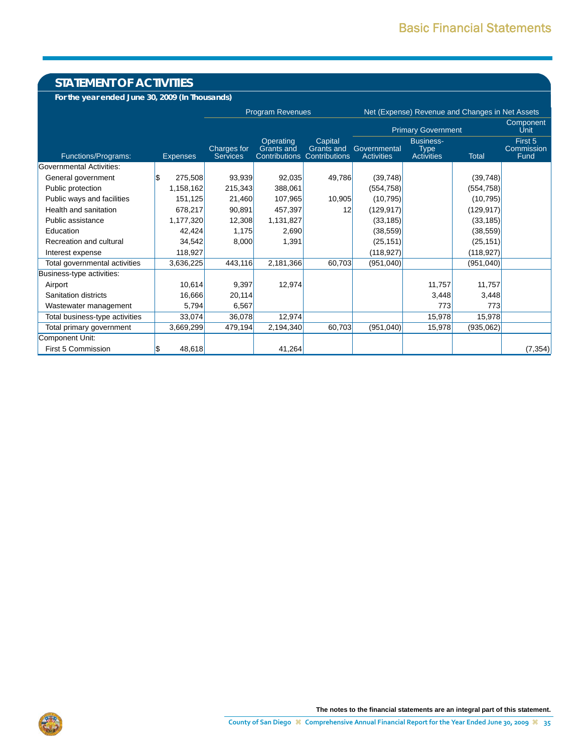## STATEMENT OF ACTIVITIES

**For the year ended June 30, 2009 (In Thousands)**

| | | Program Revenues | | | Net (Expense) Revenue and Changes in Net Assets | | | |
|---|---|---|---|---|---|---|---|---|
| | | | | | Primary Government | | | Component Unit |
| Functions/Programs: | Expenses | Charges for Services | Operating Grants and Contributions | Capital Grants and Contributions | Governmental Activities | Business-Type Activities | Total | First 5 Commission Fund |
| Governmental Activities: | | | | | | | | |
| General government | $ 275,508 | 93,939 | 92,035 | 49,786 | (39,748) | | (39,748) | |
| Public protection | 1,158,162 | 215,343 | 388,061 | | (554,758) | | (554,758) | |
| Public ways and facilities | 151,125 | 21,460 | 107,965 | 10,905 | (10,795) | | (10,795) | |
| Health and sanitation | 678,217 | 90,891 | 457,397 | 12 | (129,917) | | (129,917) | |
| Public assistance | 1,177,320 | 12,308 | 1,131,827 | | (33,185) | | (33,185) | |
| Education | 42,424 | 1,175 | 2,690 | | (38,559) | | (38,559) | |
| Recreation and cultural | 34,542 | 8,000 | 1,391 | | (25,151) | | (25,151) | |
| Interest expense | 118,927 | | | | (118,927) | | (118,927) | |
| Total governmental activities | 3,636,225 | 443,116 | 2,181,366 | 60,703 | (951,040) | | (951,040) | |
| Business-type activities: | | | | | | | | |
| Airport | 10,614 | 9,397 | 12,974 | | | 11,757 | 11,757 | |
| Sanitation districts | 16,666 | 20,114 | | | | 3,448 | 3,448 | |
| Wastewater management | 5,794 | 6,567 | | | | 773 | 773 | |
| Total business-type activities | 33,074 | 36,078 | 12,974 | | | 15,978 | 15,978 | |
| Total primary government | 3,669,299 | 479,194 | 2,194,340 | 60,703 | (951,040) | 15,978 | (935,062) | |
| Component Unit: | | | | | | | | |
| First 5 Commission | $ 48,618 | | 41,264 | | | | | (7,354) |

**The notes to the financial statements are an integral part of this statement.**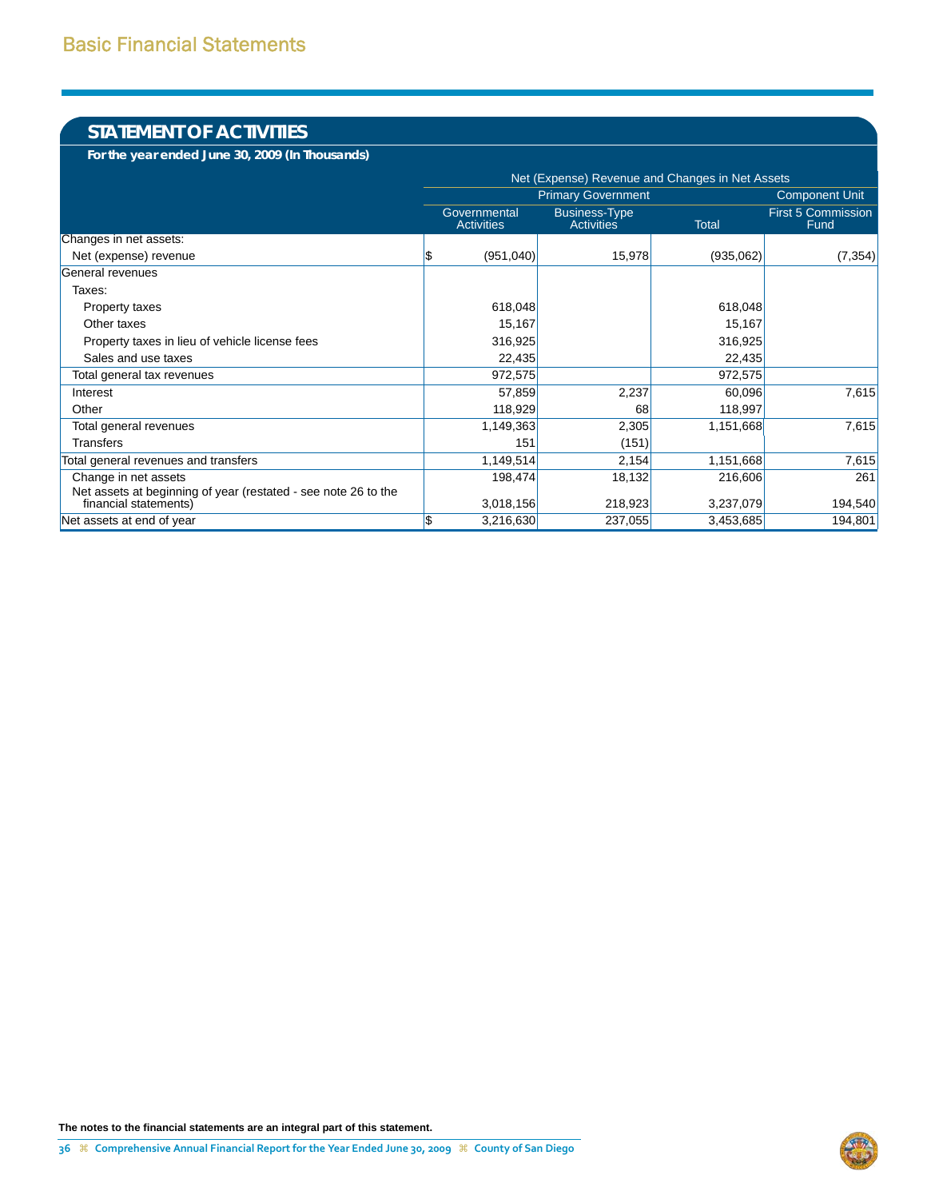## STATEMENT OF ACTIVITIES

**For the year ended June 30, 2009 (In Thousands)**

| | Net (Expense) Revenue and Changes in Net Assets | | | |
|---|---|---|---|---|
| | Primary Government | | | Component Unit |
| | Governmental Activities | Business-Type Activities | Total | First 5 Commission Fund |
| Changes in net assets: | | | | |
| Net (expense) revenue | $ (951,040) | 15,978 | (935,062) | (7,354) |
| General revenues | | | | |
| Taxes: | | | | |
| Property taxes | 618,048 | | 618,048 | |
| Other taxes | 15,167 | | 15,167 | |
| Property taxes in lieu of vehicle license fees | 316,925 | | 316,925 | |
| Sales and use taxes | 22,435 | | 22,435 | |
| Total general tax revenues | 972,575 | | 972,575 | |
| Interest | 57,859 | 2,237 | 60,096 | 7,615 |
| Other | 118,929 | 68 | 118,997 | |
| Total general revenues | 1,149,363 | 2,305 | 1,151,668 | 7,615 |
| Transfers | 151 | (151) | | |
| Total general revenues and transfers | 1,149,514 | 2,154 | 1,151,668 | 7,615 |
| Change in net assets | 198,474 | 18,132 | 216,606 | 261 |
| Net assets at beginning of year (restated - see note 26 to the financial statements) | 3,018,156 | 218,923 | 3,237,079 | 194,540 |
| Net assets at end of year | $ 3,216,630 | 237,055 | 3,453,685 | 194,801 |

**The notes to the financial statements are an integral part of this statement.**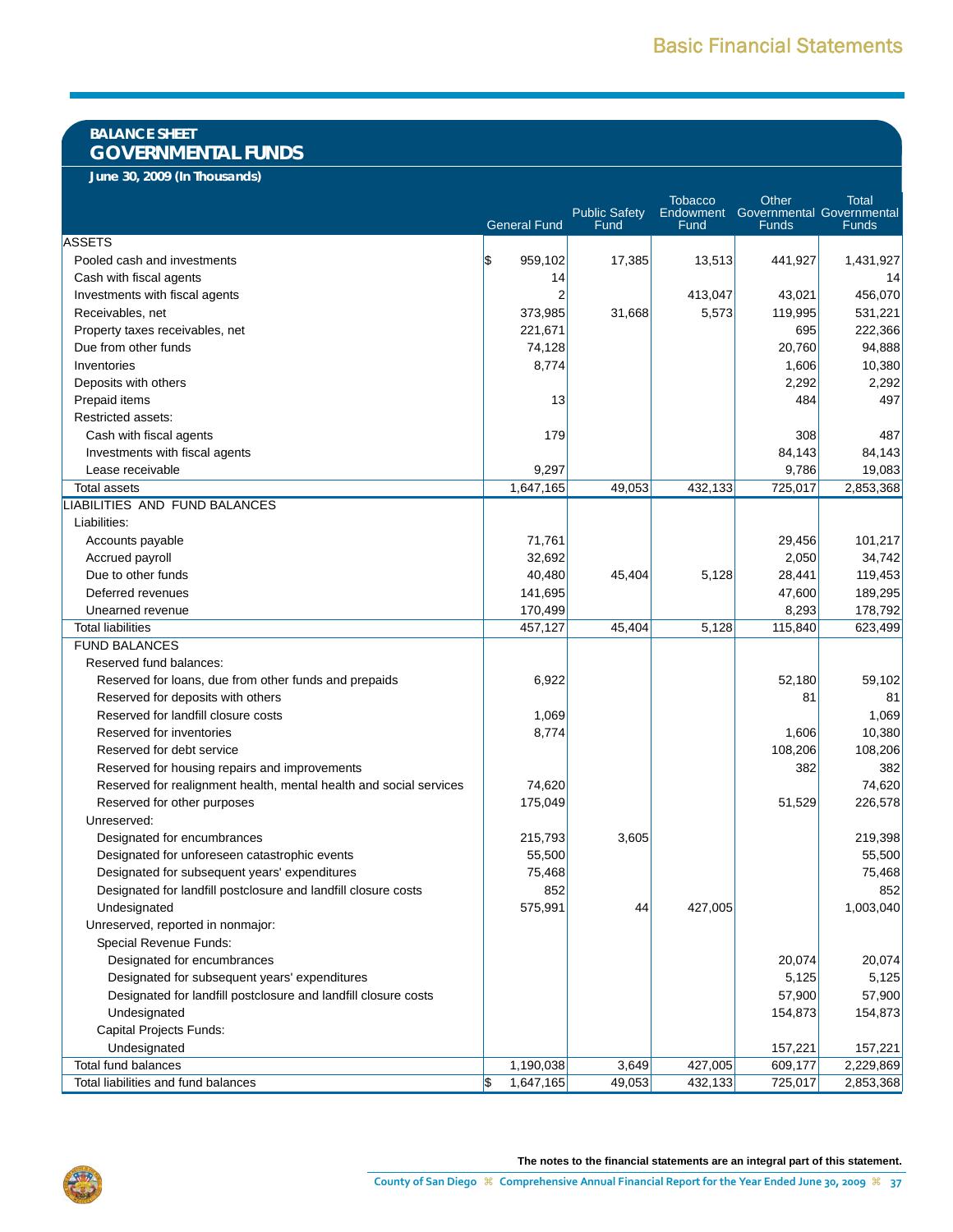## BALANCE SHEET
## GOVERNMENTAL FUNDS

**June 30, 2009 (In Thousands)**

| | General Fund | Public Safety Fund | Tobacco Endowment Fund | Other Governmental Funds | Total Governmental Funds |
|---|---|---|---|---|---|
| ASSETS | | | | | |
| Pooled cash and investments | $ 959,102 | 17,385 | 13,513 | 441,927 | 1,431,927 |
| Cash with fiscal agents | 14 | | | | 14 |
| Investments with fiscal agents | 2 | | 413,047 | 43,021 | 456,070 |
| Receivables, net | 373,985 | 31,668 | 5,573 | 119,995 | 531,221 |
| Property taxes receivables, net | 221,671 | | | 695 | 222,366 |
| Due from other funds | 74,128 | | | 20,760 | 94,888 |
| Inventories | 8,774 | | | 1,606 | 10,380 |
| Deposits with others | | | | 2,292 | 2,292 |
| Prepaid items | 13 | | | 484 | 497 |
| Restricted assets: | | | | | |
| Cash with fiscal agents | 179 | | | 308 | 487 |
| Investments with fiscal agents | | | | 84,143 | 84,143 |
| Lease receivable | 9,297 | | | 9,786 | 19,083 |
| Total assets | 1,647,165 | 49,053 | 432,133 | 725,017 | 2,853,368 |
| LIABILITIES AND FUND BALANCES | | | | | |
| Liabilities: | | | | | |
| Accounts payable | 71,761 | | | 29,456 | 101,217 |
| Accrued payroll | 32,692 | | | 2,050 | 34,742 |
| Due to other funds | 40,480 | 45,404 | 5,128 | 28,441 | 119,453 |
| Deferred revenues | 141,695 | | | 47,600 | 189,295 |
| Unearned revenue | 170,499 | | | 8,293 | 178,792 |
| Total liabilities | 457,127 | 45,404 | 5,128 | 115,840 | 623,499 |
| FUND BALANCES | | | | | |
| Reserved fund balances: | | | | | |
| Reserved for loans, due from other funds and prepaids | 6,922 | | | 52,180 | 59,102 |
| Reserved for deposits with others | | | | 81 | 81 |
| Reserved for landfill closure costs | 1,069 | | | | 1,069 |
| Reserved for inventories | 8,774 | | | 1,606 | 10,380 |
| Reserved for debt service | | | | 108,206 | 108,206 |
| Reserved for housing repairs and improvements | | | | 382 | 382 |
| Reserved for realignment health, mental health and social services | 74,620 | | | | 74,620 |
| Reserved for other purposes | 175,049 | | | 51,529 | 226,578 |
| Unreserved: | | | | | |
| Designated for encumbrances | 215,793 | 3,605 | | | 219,398 |
| Designated for unforeseen catastrophic events | 55,500 | | | | 55,500 |
| Designated for subsequent years' expenditures | 75,468 | | | | 75,468 |
| Designated for landfill postclosure and landfill closure costs | 852 | | | | 852 |
| Undesignated | 575,991 | 44 | 427,005 | | 1,003,040 |
| Unreserved, reported in nonmajor: | | | | | |
| Special Revenue Funds: | | | | | |
| Designated for encumbrances | | | | 20,074 | 20,074 |
| Designated for subsequent years' expenditures | | | | 5,125 | 5,125 |
| Designated for landfill postclosure and landfill closure costs | | | | 57,900 | 57,900 |
| Undesignated | | | | 154,873 | 154,873 |
| Capital Projects Funds: | | | | | |
| Undesignated | | | | 157,221 | 157,221 |
| Total fund balances | 1,190,038 | 3,649 | 427,005 | 609,177 | 2,229,869 |
| Total liabilities and fund balances | $ 1,647,165 | 49,053 | 432,133 | 725,017 | 2,853,368 |

**The notes to the financial statements are an integral part of this statement.**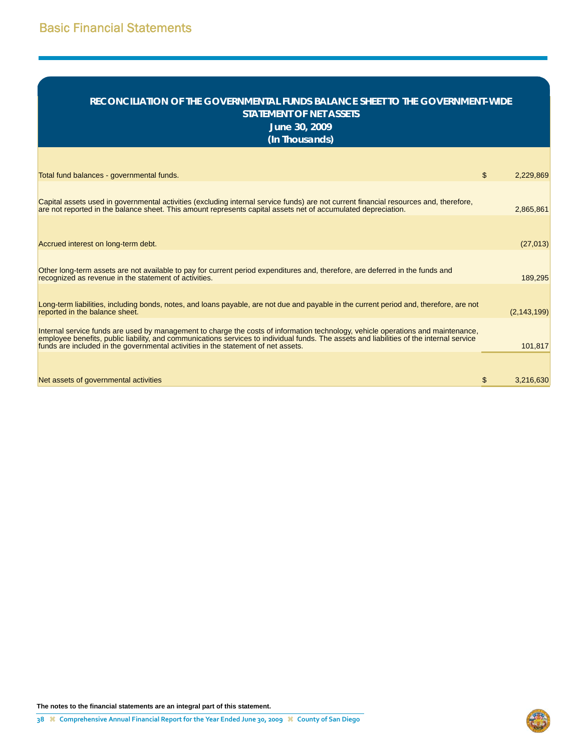# Basic Financial Statements

## RECONCILIATION OF THE GOVERNMENTAL FUNDS BALANCE SHEET TO THE GOVERNMENT-WIDE STATEMENT OF NET ASSETS

**June 30, 2009**

**(In Thousands)**

| | | |
|---|---|---|
| Total fund balances - governmental funds. | $ | 2,229,869 |
| Capital assets used in governmental activities (excluding internal service funds) are not current financial resources and, therefore, are not reported in the balance sheet. This amount represents capital assets net of accumulated depreciation. | | 2,865,861 |
| Accrued interest on long-term debt. | | (27,013) |
| Other long-term assets are not available to pay for current period expenditures and, therefore, are deferred in the funds and recognized as revenue in the statement of activities. | | 189,295 |
| Long-term liabilities, including bonds, notes, and loans payable, are not due and payable in the current period and, therefore, are not reported in the balance sheet. | | (2,143,199) |
| Internal service funds are used by management to charge the costs of information technology, vehicle operations and maintenance, employee benefits, public liability, and communications services to individual funds. The assets and liabilities of the internal service funds are included in the governmental activities in the statement of net assets. | | 101,817 |
| Net assets of governmental activities | $ | 3,216,630 |

**The notes to the financial statements are an integral part of this statement.**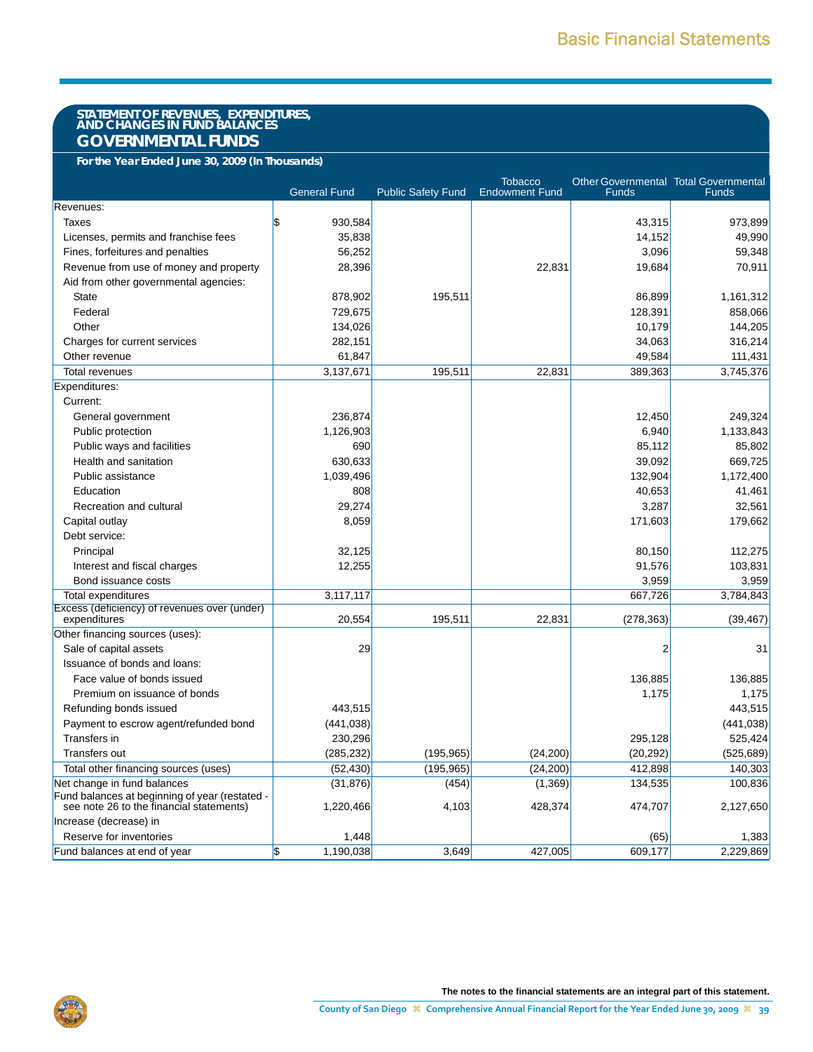## STATEMENT OF REVENUES, EXPENDITURES, AND CHANGES IN FUND BALANCES

# GOVERNMENTAL FUNDS

***For the Year Ended June 30, 2009 (In Thousands)***

| | General Fund | Public Safety Fund | Tobacco Endowment Fund | Other Governmental Funds | Total Governmental Funds |
|---|---|---|---|---|---|
| Revenues: | | | | | |
| Taxes | $ 930,584 | | | 43,315 | 973,899 |
| Licenses, permits and franchise fees | 35,838 | | | 14,152 | 49,990 |
| Fines, forfeitures and penalties | 56,252 | | | 3,096 | 59,348 |
| Revenue from use of money and property | 28,396 | | 22,831 | 19,684 | 70,911 |
| Aid from other governmental agencies: | | | | | |
| State | 878,902 | 195,511 | | 86,899 | 1,161,312 |
| Federal | 729,675 | | | 128,391 | 858,066 |
| Other | 134,026 | | | 10,179 | 144,205 |
| Charges for current services | 282,151 | | | 34,063 | 316,214 |
| Other revenue | 61,847 | | | 49,584 | 111,431 |
| Total revenues | 3,137,671 | 195,511 | 22,831 | 389,363 | 3,745,376 |
| Expenditures: | | | | | |
| Current: | | | | | |
| General government | 236,874 | | | 12,450 | 249,324 |
| Public protection | 1,126,903 | | | 6,940 | 1,133,843 |
| Public ways and facilities | 690 | | | 85,112 | 85,802 |
| Health and sanitation | 630,633 | | | 39,092 | 669,725 |
| Public assistance | 1,039,496 | | | 132,904 | 1,172,400 |
| Education | 808 | | | 40,653 | 41,461 |
| Recreation and cultural | 29,274 | | | 3,287 | 32,561 |
| Capital outlay | 8,059 | | | 171,603 | 179,662 |
| Debt service: | | | | | |
| Principal | 32,125 | | | 80,150 | 112,275 |
| Interest and fiscal charges | 12,255 | | | 91,576 | 103,831 |
| Bond issuance costs | | | | 3,959 | 3,959 |
| Total expenditures | 3,117,117 | | | 667,726 | 3,784,843 |
| Excess (deficiency) of revenues over (under) expenditures | 20,554 | 195,511 | 22,831 | (278,363) | (39,467) |
| Other financing sources (uses): | | | | | |
| Sale of capital assets | 29 | | | 2 | 31 |
| Issuance of bonds and loans: | | | | | |
| Face value of bonds issued | | | | 136,885 | 136,885 |
| Premium on issuance of bonds | | | | 1,175 | 1,175 |
| Refunding bonds issued | 443,515 | | | | 443,515 |
| Payment to escrow agent/refunded bond | (441,038) | | | | (441,038) |
| Transfers in | 230,296 | | | 295,128 | 525,424 |
| Transfers out | (285,232) | (195,965) | (24,200) | (20,292) | (525,689) |
| Total other financing sources (uses) | (52,430) | (195,965) | (24,200) | 412,898 | 140,303 |
| Net change in fund balances | (31,876) | (454) | (1,369) | 134,535 | 100,836 |
| Fund balances at beginning of year (restated - see note 26 to the financial statements) | 1,220,466 | 4,103 | 428,374 | 474,707 | 2,127,650 |
| Increase (decrease) in | | | | | |
| Reserve for inventories | 1,448 | | | (65) | 1,383 |
| Fund balances at end of year | $ 1,190,038 | 3,649 | 427,005 | 609,177 | 2,229,869 |

**The notes to the financial statements are an integral part of this statement.**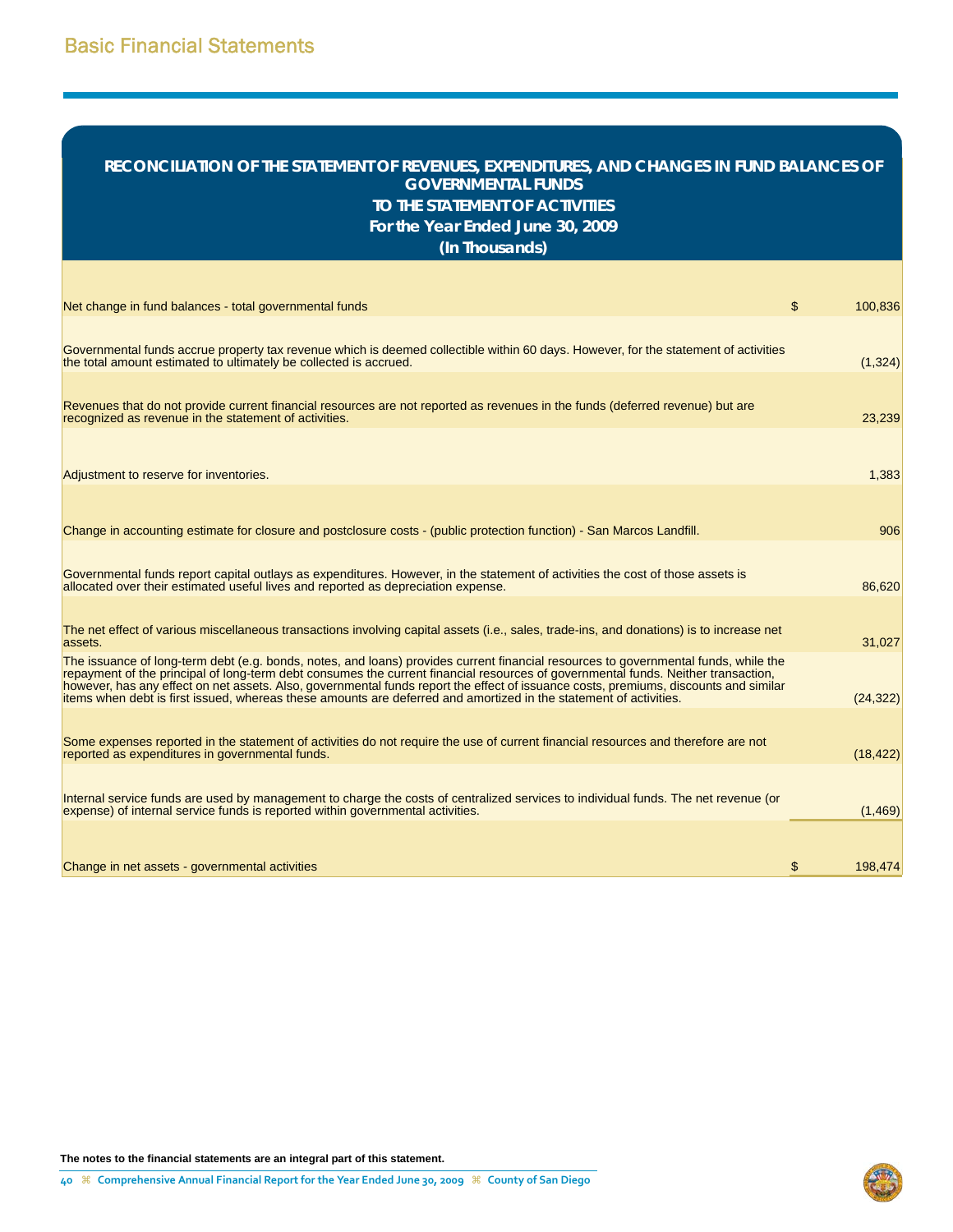# RECONCILIATION OF THE STATEMENT OF REVENUES, EXPENDITURES, AND CHANGES IN FUND BALANCES OF GOVERNMENTAL FUNDS TO THE STATEMENT OF ACTIVITIES

## For the Year Ended June 30, 2009

## (In Thousands)

| | | |
|---|---|---|
| Net change in fund balances - total governmental funds | $ | 100,836 |
| Governmental funds accrue property tax revenue which is deemed collectible within 60 days. However, for the statement of activities the total amount estimated to ultimately be collected is accrued. | | (1,324) |
| Revenues that do not provide current financial resources are not reported as revenues in the funds (deferred revenue) but are recognized as revenue in the statement of activities. | | 23,239 |
| Adjustment to reserve for inventories. | | 1,383 |
| Change in accounting estimate for closure and postclosure costs - (public protection function) - San Marcos Landfill. | | 906 |
| Governmental funds report capital outlays as expenditures. However, in the statement of activities the cost of those assets is allocated over their estimated useful lives and reported as depreciation expense. | | 86,620 |
| The net effect of various miscellaneous transactions involving capital assets (i.e., sales, trade-ins, and donations) is to increase net assets. | | 31,027 |
| The issuance of long-term debt (e.g. bonds, notes, and loans) provides current financial resources to governmental funds, while the repayment of the principal of long-term debt consumes the current financial resources of governmental funds. Neither transaction, however, has any effect on net assets. Also, governmental funds report the effect of issuance costs, premiums, discounts and similar items when debt is first issued, whereas these amounts are deferred and amortized in the statement of activities. | | (24,322) |
| Some expenses reported in the statement of activities do not require the use of current financial resources and therefore are not reported as expenditures in governmental funds. | | (18,422) |
| Internal service funds are used by management to charge the costs of centralized services to individual funds. The net revenue (or expense) of internal service funds is reported within governmental activities. | | (1,469) |
| Change in net assets - governmental activities | $ | 198,474 |

**The notes to the financial statements are an integral part of this statement.**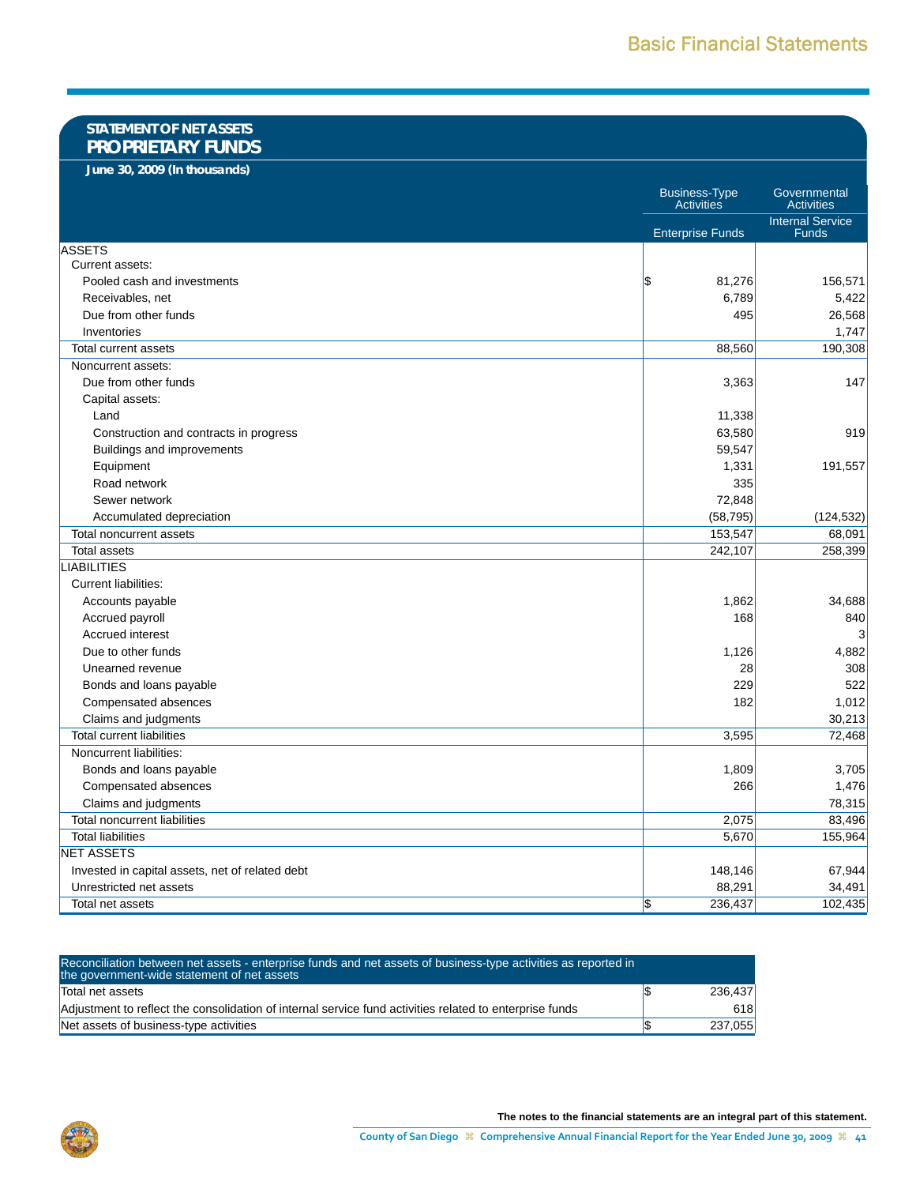## STATEMENT OF NET ASSETS
## PROPRIETARY FUNDS

**June 30, 2009 (In thousands)**

| | Business-Type Activities | Governmental Activities |
|---|---|---|
| | Enterprise Funds | Internal Service Funds |
| **ASSETS** | | |
| Current assets: | | |
| Pooled cash and investments | $ 81,276 | 156,571 |
| Receivables, net | 6,789 | 5,422 |
| Due from other funds | 495 | 26,568 |
| Inventories | | 1,747 |
| Total current assets | 88,560 | 190,308 |
| Noncurrent assets: | | |
| Due from other funds | 3,363 | 147 |
| Capital assets: | | |
| Land | 11,338 | |
| Construction and contracts in progress | 63,580 | 919 |
| Buildings and improvements | 59,547 | |
| Equipment | 1,331 | 191,557 |
| Road network | 335 | |
| Sewer network | 72,848 | |
| Accumulated depreciation | (58,795) | (124,532) |
| Total noncurrent assets | 153,547 | 68,091 |
| Total assets | 242,107 | 258,399 |
| **LIABILITIES** | | |
| Current liabilities: | | |
| Accounts payable | 1,862 | 34,688 |
| Accrued payroll | 168 | 840 |
| Accrued interest | | 3 |
| Due to other funds | 1,126 | 4,882 |
| Unearned revenue | 28 | 308 |
| Bonds and loans payable | 229 | 522 |
| Compensated absences | 182 | 1,012 |
| Claims and judgments | | 30,213 |
| Total current liabilities | 3,595 | 72,468 |
| Noncurrent liabilities: | | |
| Bonds and loans payable | 1,809 | 3,705 |
| Compensated absences | 266 | 1,476 |
| Claims and judgments | | 78,315 |
| Total noncurrent liabilities | 2,075 | 83,496 |
| Total liabilities | 5,670 | 155,964 |
| **NET ASSETS** | | |
| Invested in capital assets, net of related debt | 148,146 | 67,944 |
| Unrestricted net assets | 88,291 | 34,491 |
| Total net assets | $ 236,437 | 102,435 |

| Reconciliation between net assets - enterprise funds and net assets of business-type activities as reported in the government-wide statement of net assets | |
|---|---|
| Total net assets | $ 236,437 |
| Adjustment to reflect the consolidation of internal service fund activities related to enterprise funds | 618 |
| Net assets of business-type activities | $ 237,055 |

**The notes to the financial statements are an integral part of this statement.**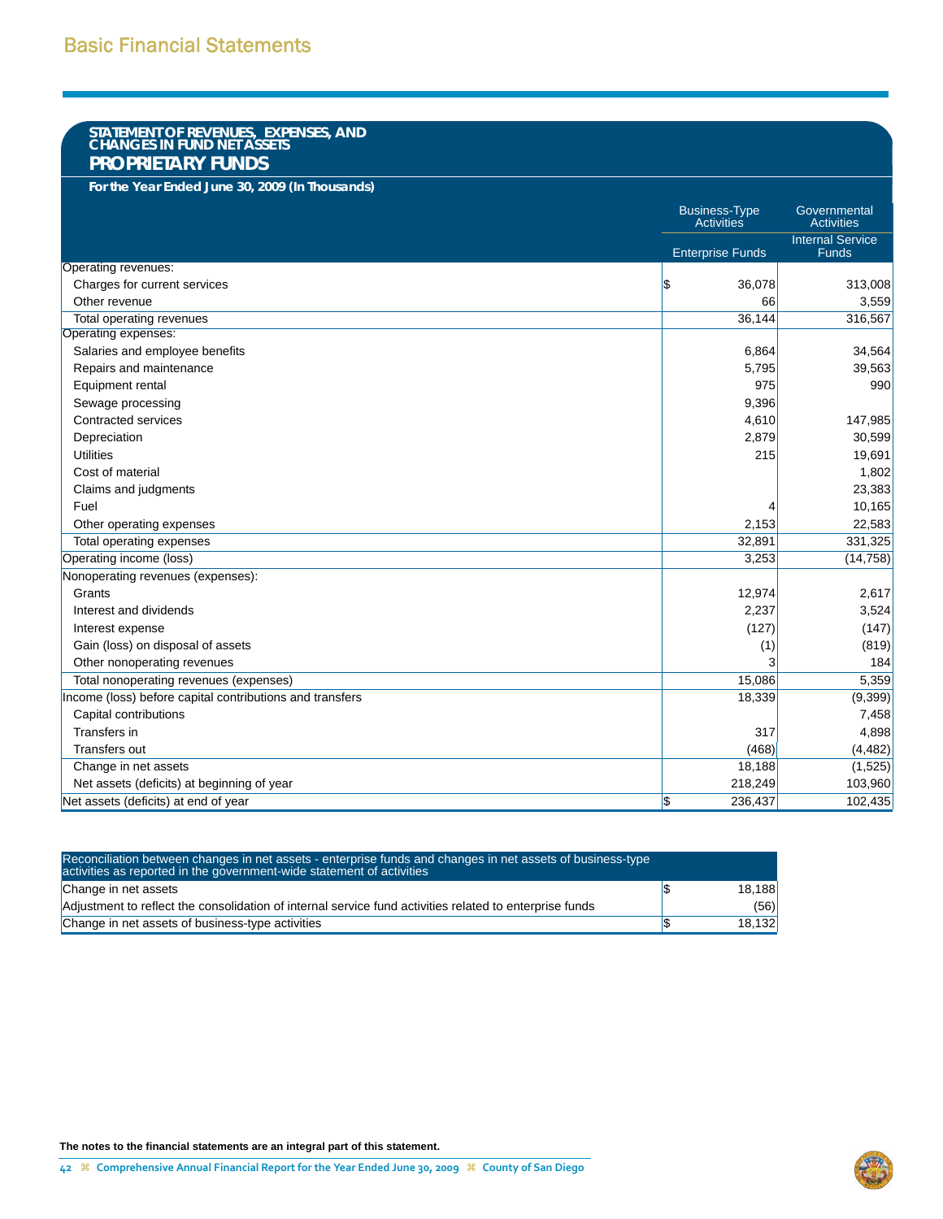## STATEMENT OF REVENUES, EXPENSES, AND CHANGES IN FUND NET ASSETS

## PROPRIETARY FUNDS

**For the Year Ended June 30, 2009 (In Thousands)**

| | Business-Type Activities | Governmental Activities |
|---|---|---|
| | Enterprise Funds | Internal Service Funds |
| Operating revenues: | | |
| Charges for current services | $ 36,078 | 313,008 |
| Other revenue | 66 | 3,559 |
| Total operating revenues | 36,144 | 316,567 |
| Operating expenses: | | |
| Salaries and employee benefits | 6,864 | 34,564 |
| Repairs and maintenance | 5,795 | 39,563 |
| Equipment rental | 975 | 990 |
| Sewage processing | 9,396 | |
| Contracted services | 4,610 | 147,985 |
| Depreciation | 2,879 | 30,599 |
| Utilities | 215 | 19,691 |
| Cost of material | | 1,802 |
| Claims and judgments | | 23,383 |
| Fuel | 4 | 10,165 |
| Other operating expenses | 2,153 | 22,583 |
| Total operating expenses | 32,891 | 331,325 |
| Operating income (loss) | 3,253 | (14,758) |
| Nonoperating revenues (expenses): | | |
| Grants | 12,974 | 2,617 |
| Interest and dividends | 2,237 | 3,524 |
| Interest expense | (127) | (147) |
| Gain (loss) on disposal of assets | (1) | (819) |
| Other nonoperating revenues | 3 | 184 |
| Total nonoperating revenues (expenses) | 15,086 | 5,359 |
| Income (loss) before capital contributions and transfers | 18,339 | (9,399) |
| Capital contributions | | 7,458 |
| Transfers in | 317 | 4,898 |
| Transfers out | (468) | (4,482) |
| Change in net assets | 18,188 | (1,525) |
| Net assets (deficits) at beginning of year | 218,249 | 103,960 |
| Net assets (deficits) at end of year | $ 236,437 | 102,435 |

| Reconciliation between changes in net assets - enterprise funds and changes in net assets of business-type activities as reported in the government-wide statement of activities | |
|---|---|
| Change in net assets | $ 18,188 |
| Adjustment to reflect the consolidation of internal service fund activities related to enterprise funds | (56) |
| Change in net assets of business-type activities | $ 18,132 |

**The notes to the financial statements are an integral part of this statement.**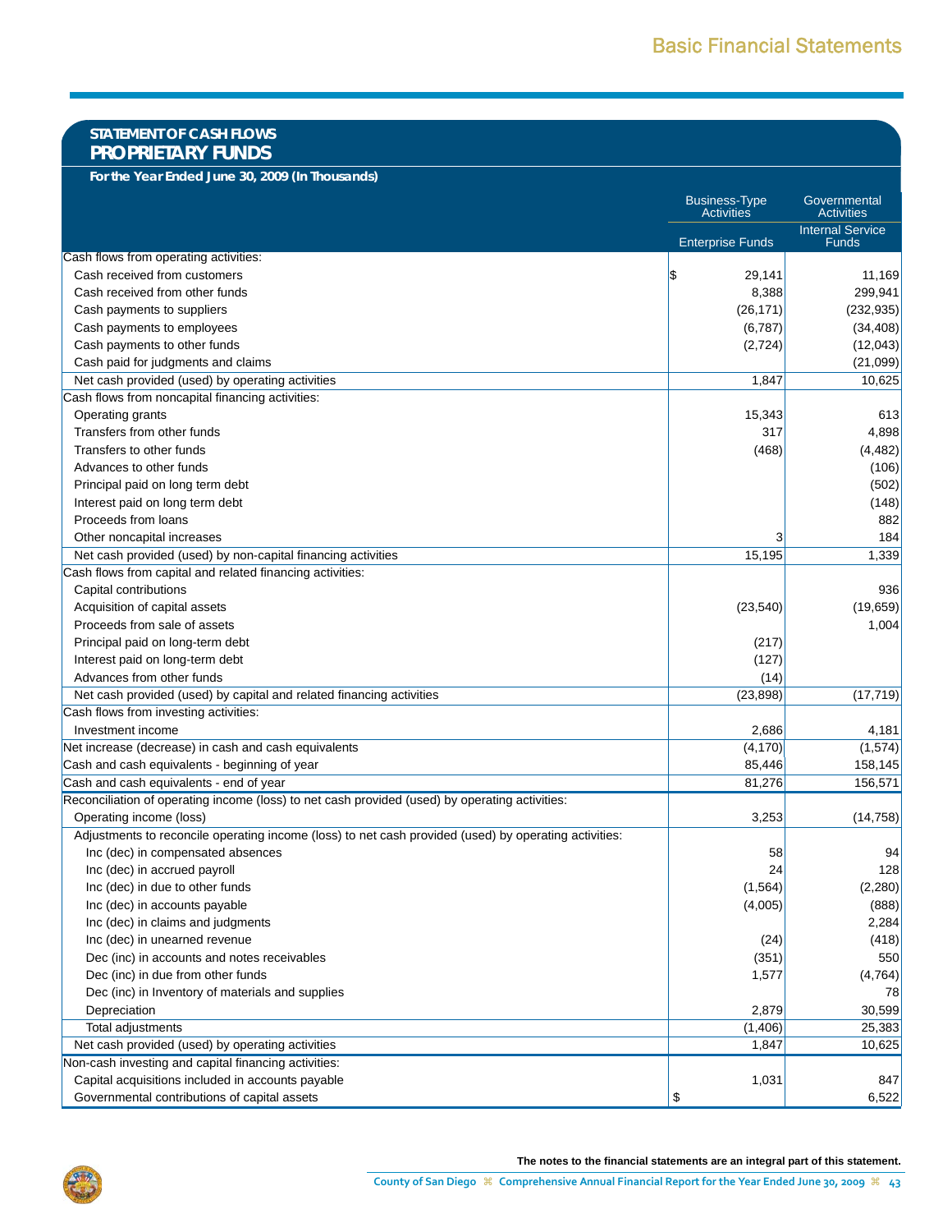## STATEMENT OF CASH FLOWS
## PROPRIETARY FUNDS

**For the Year Ended June 30, 2009 (In Thousands)**

| | Business-Type Activities | Governmental Activities |
|---|---|---|
| | Enterprise Funds | Internal Service Funds |
| Cash flows from operating activities: | | |
| Cash received from customers | $ 29,141 | 11,169 |
| Cash received from other funds | 8,388 | 299,941 |
| Cash payments to suppliers | (26,171) | (232,935) |
| Cash payments to employees | (6,787) | (34,408) |
| Cash payments to other funds | (2,724) | (12,043) |
| Cash paid for judgments and claims | | (21,099) |
| Net cash provided (used) by operating activities | 1,847 | 10,625 |
| Cash flows from noncapital financing activities: | | |
| Operating grants | 15,343 | 613 |
| Transfers from other funds | 317 | 4,898 |
| Transfers to other funds | (468) | (4,482) |
| Advances to other funds | | (106) |
| Principal paid on long term debt | | (502) |
| Interest paid on long term debt | | (148) |
| Proceeds from loans | | 882 |
| Other noncapital increases | 3 | 184 |
| Net cash provided (used) by non-capital financing activities | 15,195 | 1,339 |
| Cash flows from capital and related financing activities: | | |
| Capital contributions | | 936 |
| Acquisition of capital assets | (23,540) | (19,659) |
| Proceeds from sale of assets | | 1,004 |
| Principal paid on long-term debt | (217) | |
| Interest paid on long-term debt | (127) | |
| Advances from other funds | (14) | |
| Net cash provided (used) by capital and related financing activities | (23,898) | (17,719) |
| Cash flows from investing activities: | | |
| Investment income | 2,686 | 4,181 |
| Net increase (decrease) in cash and cash equivalents | (4,170) | (1,574) |
| Cash and cash equivalents - beginning of year | 85,446 | 158,145 |
| Cash and cash equivalents - end of year | 81,276 | 156,571 |
| Reconciliation of operating income (loss) to net cash provided (used) by operating activities: | | |
| Operating income (loss) | 3,253 | (14,758) |
| Adjustments to reconcile operating income (loss) to net cash provided (used) by operating activities: | | |
| Inc (dec) in compensated absences | 58 | 94 |
| Inc (dec) in accrued payroll | 24 | 128 |
| Inc (dec) in due to other funds | (1,564) | (2,280) |
| Inc (dec) in accounts payable | (4,005) | (888) |
| Inc (dec) in claims and judgments | | 2,284 |
| Inc (dec) in unearned revenue | (24) | (418) |
| Dec (inc) in accounts and notes receivables | (351) | 550 |
| Dec (inc) in due from other funds | 1,577 | (4,764) |
| Dec (inc) in Inventory of materials and supplies | | 78 |
| Depreciation | 2,879 | 30,599 |
| Total adjustments | (1,406) | 25,383 |
| Net cash provided (used) by operating activities | 1,847 | 10,625 |
| Non-cash investing and capital financing activities: | | |
| Capital acquisitions included in accounts payable | 1,031 | 847 |
| Governmental contributions of capital assets | $ | 6,522 |

**The notes to the financial statements are an integral part of this statement.**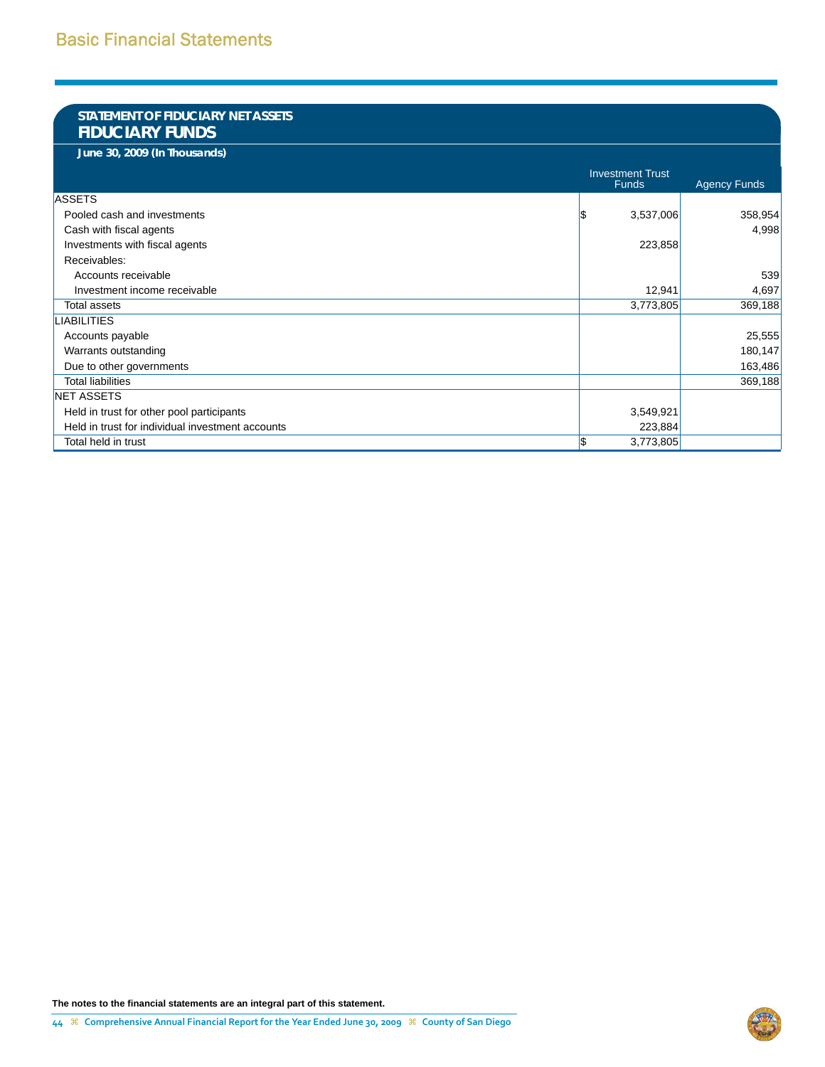# Basic Financial Statements

## STATEMENT OF FIDUCIARY NET ASSETS
## FIDUCIARY FUNDS

**June 30, 2009 (In Thousands)**

| | Investment Trust Funds | Agency Funds |
|---|---|---|
| ASSETS | | |
| Pooled cash and investments | $ 3,537,006 | 358,954 |
| Cash with fiscal agents | | 4,998 |
| Investments with fiscal agents | 223,858 | |
| Receivables: | | |
| Accounts receivable | | 539 |
| Investment income receivable | 12,941 | 4,697 |
| Total assets | 3,773,805 | 369,188 |
| LIABILITIES | | |
| Accounts payable | | 25,555 |
| Warrants outstanding | | 180,147 |
| Due to other governments | | 163,486 |
| Total liabilities | | 369,188 |
| NET ASSETS | | |
| Held in trust for other pool participants | 3,549,921 | |
| Held in trust for individual investment accounts | 223,884 | |
| Total held in trust | $ 3,773,805 | |

**The notes to the financial statements are an integral part of this statement.**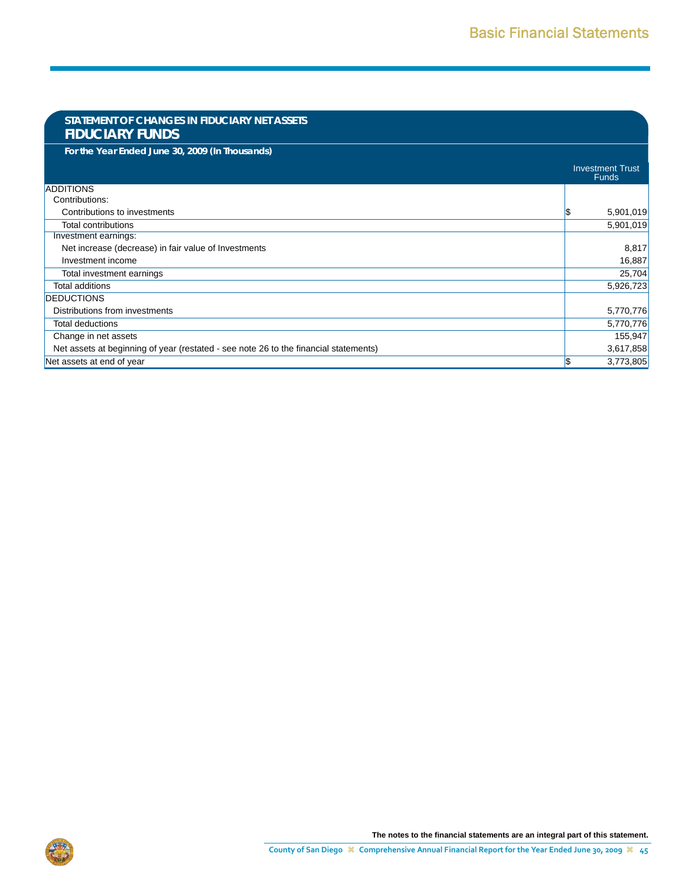## STATEMENT OF CHANGES IN FIDUCIARY NET ASSETS

# FIDUCIARY FUNDS

***For the Year Ended June 30, 2009 (In Thousands)***

| | Investment Trust Funds |
|---|---|
| ADDITIONS | |
| Contributions: | |
| Contributions to investments | $ 5,901,019 |
| Total contributions | 5,901,019 |
| Investment earnings: | |
| Net increase (decrease) in fair value of Investments | 8,817 |
| Investment income | 16,887 |
| Total investment earnings | 25,704 |
| Total additions | 5,926,723 |
| DEDUCTIONS | |
| Distributions from investments | 5,770,776 |
| Total deductions | 5,770,776 |
| Change in net assets | 155,947 |
| Net assets at beginning of year (restated - see note 26 to the financial statements) | 3,617,858 |
| Net assets at end of year | $ 3,773,805 |

**The notes to the financial statements are an integral part of this statement.**